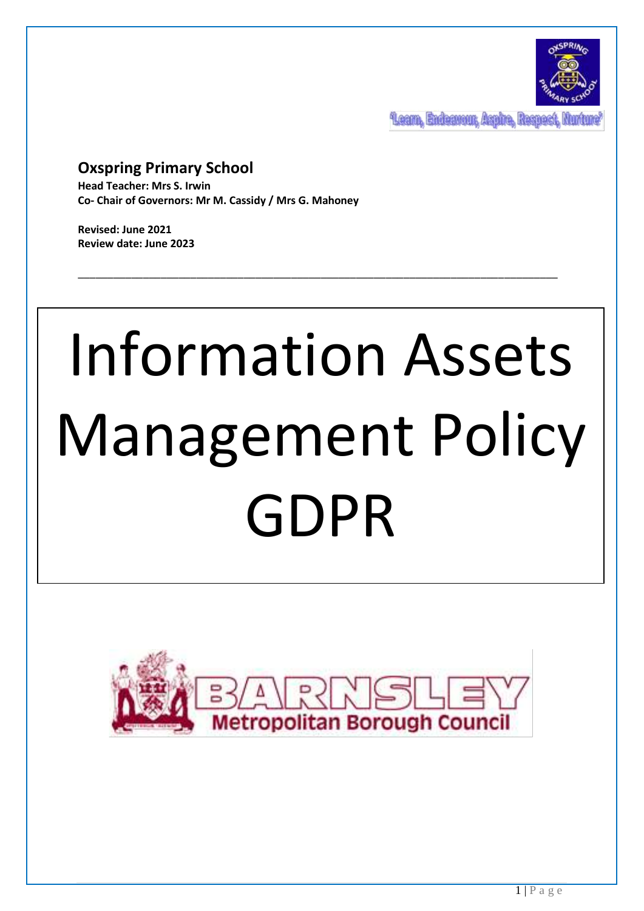'Learn, Endeavour, Aspire, Respect, Nurture'

## Oxspring Primary School

**Head Teacher: Mrs S. Irwin**
**Co- Chair of Governors: Mr M. Cassidy / Mrs G. Mahoney**

**Revised: June 2021**
**Review date: June 2023**

---

# Information Assets Management Policy GDPR

Barnsley Metropolitan Borough Council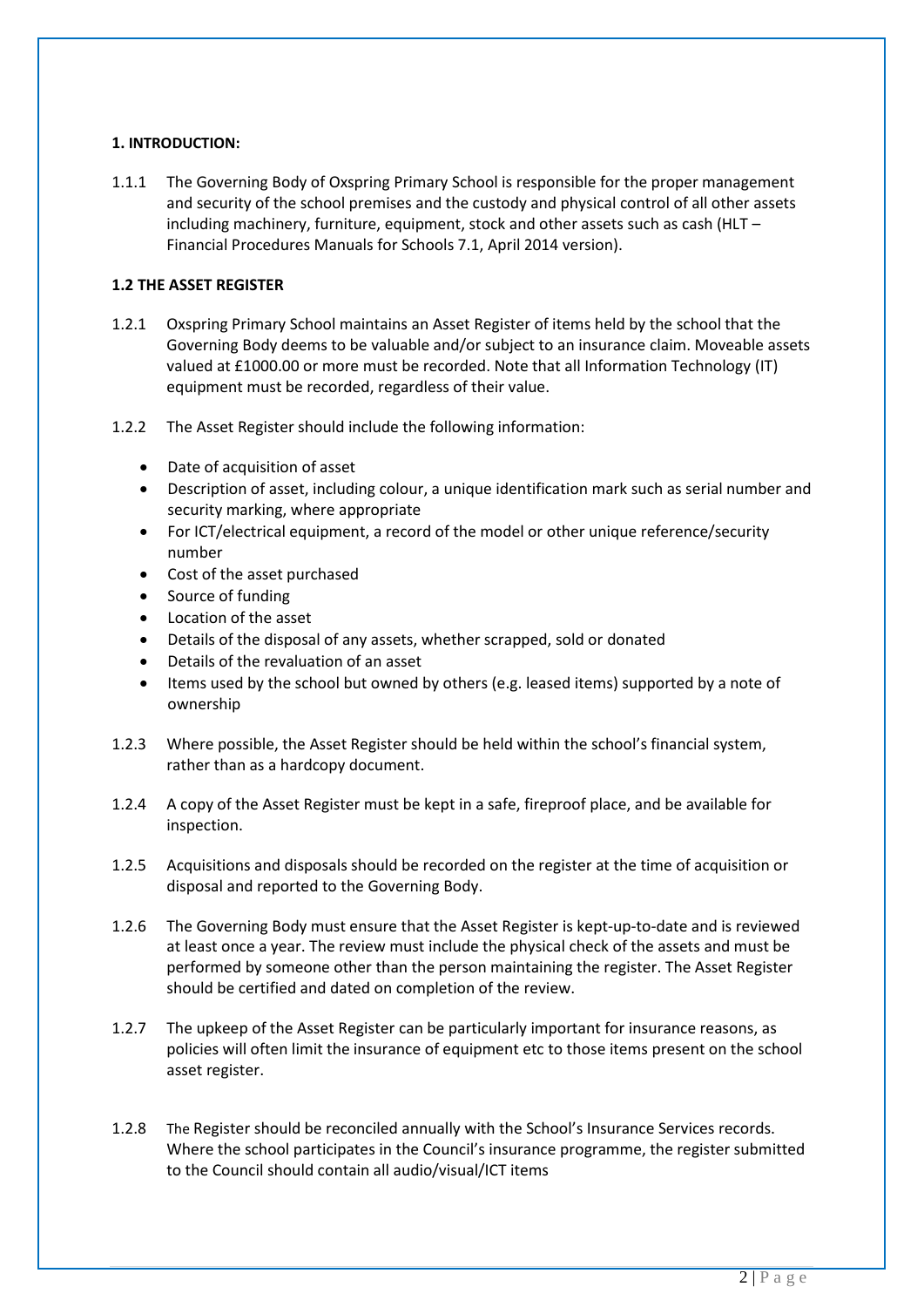**1. INTRODUCTION:**

1.1.1 The Governing Body of Oxspring Primary School is responsible for the proper management and security of the school premises and the custody and physical control of all other assets including machinery, furniture, equipment, stock and other assets such as cash (HLT – Financial Procedures Manuals for Schools 7.1, April 2014 version).

**1.2 THE ASSET REGISTER**

1.2.1 Oxspring Primary School maintains an Asset Register of items held by the school that the Governing Body deems to be valuable and/or subject to an insurance claim. Moveable assets valued at £1000.00 or more must be recorded. Note that all Information Technology (IT) equipment must be recorded, regardless of their value.

1.2.2 The Asset Register should include the following information:

- Date of acquisition of asset
- Description of asset, including colour, a unique identification mark such as serial number and security marking, where appropriate
- For ICT/electrical equipment, a record of the model or other unique reference/security number
- Cost of the asset purchased
- Source of funding
- Location of the asset
- Details of the disposal of any assets, whether scrapped, sold or donated
- Details of the revaluation of an asset
- Items used by the school but owned by others (e.g. leased items) supported by a note of ownership

1.2.3 Where possible, the Asset Register should be held within the school's financial system, rather than as a hardcopy document.

1.2.4 A copy of the Asset Register must be kept in a safe, fireproof place, and be available for inspection.

1.2.5 Acquisitions and disposals should be recorded on the register at the time of acquisition or disposal and reported to the Governing Body.

1.2.6 The Governing Body must ensure that the Asset Register is kept-up-to-date and is reviewed at least once a year. The review must include the physical check of the assets and must be performed by someone other than the person maintaining the register. The Asset Register should be certified and dated on completion of the review.

1.2.7 The upkeep of the Asset Register can be particularly important for insurance reasons, as policies will often limit the insurance of equipment etc to those items present on the school asset register.

1.2.8 The Register should be reconciled annually with the School's Insurance Services records. Where the school participates in the Council's insurance programme, the register submitted to the Council should contain all audio/visual/ICT items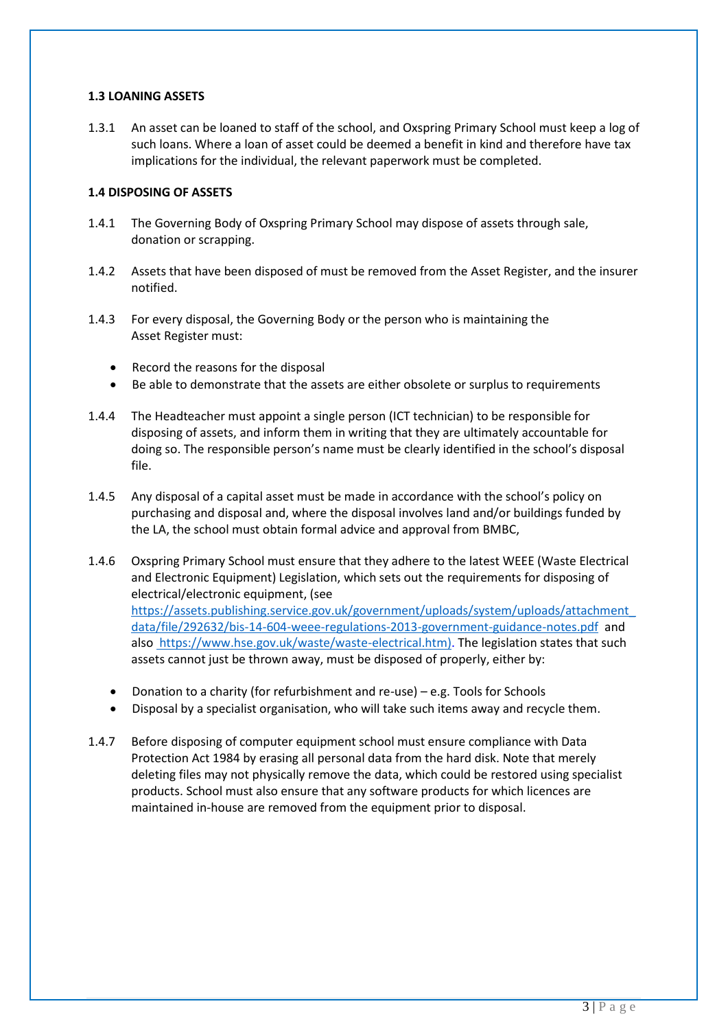**1.3 LOANING ASSETS**

1.3.1 An asset can be loaned to staff of the school, and Oxspring Primary School must keep a log of such loans. Where a loan of asset could be deemed a benefit in kind and therefore have tax implications for the individual, the relevant paperwork must be completed.

**1.4 DISPOSING OF ASSETS**

1.4.1 The Governing Body of Oxspring Primary School may dispose of assets through sale, donation or scrapping.

1.4.2 Assets that have been disposed of must be removed from the Asset Register, and the insurer notified.

1.4.3 For every disposal, the Governing Body or the person who is maintaining the Asset Register must:

- Record the reasons for the disposal
- Be able to demonstrate that the assets are either obsolete or surplus to requirements

1.4.4 The Headteacher must appoint a single person (ICT technician) to be responsible for disposing of assets, and inform them in writing that they are ultimately accountable for doing so. The responsible person's name must be clearly identified in the school's disposal file.

1.4.5 Any disposal of a capital asset must be made in accordance with the school's policy on purchasing and disposal and, where the disposal involves land and/or buildings funded by the LA, the school must obtain formal advice and approval from BMBC,

1.4.6 Oxspring Primary School must ensure that they adhere to the latest WEEE (Waste Electrical and Electronic Equipment) Legislation, which sets out the requirements for disposing of electrical/electronic equipment, (see https://assets.publishing.service.gov.uk/government/uploads/system/uploads/attachment_data/file/292632/bis-14-604-weee-regulations-2013-government-guidance-notes.pdf and also https://www.hse.gov.uk/waste/waste-electrical.htm). The legislation states that such assets cannot just be thrown away, must be disposed of properly, either by:

- Donation to a charity (for refurbishment and re-use) – e.g. Tools for Schools
- Disposal by a specialist organisation, who will take such items away and recycle them.

1.4.7 Before disposing of computer equipment school must ensure compliance with Data Protection Act 1984 by erasing all personal data from the hard disk. Note that merely deleting files may not physically remove the data, which could be restored using specialist products. School must also ensure that any software products for which licences are maintained in-house are removed from the equipment prior to disposal.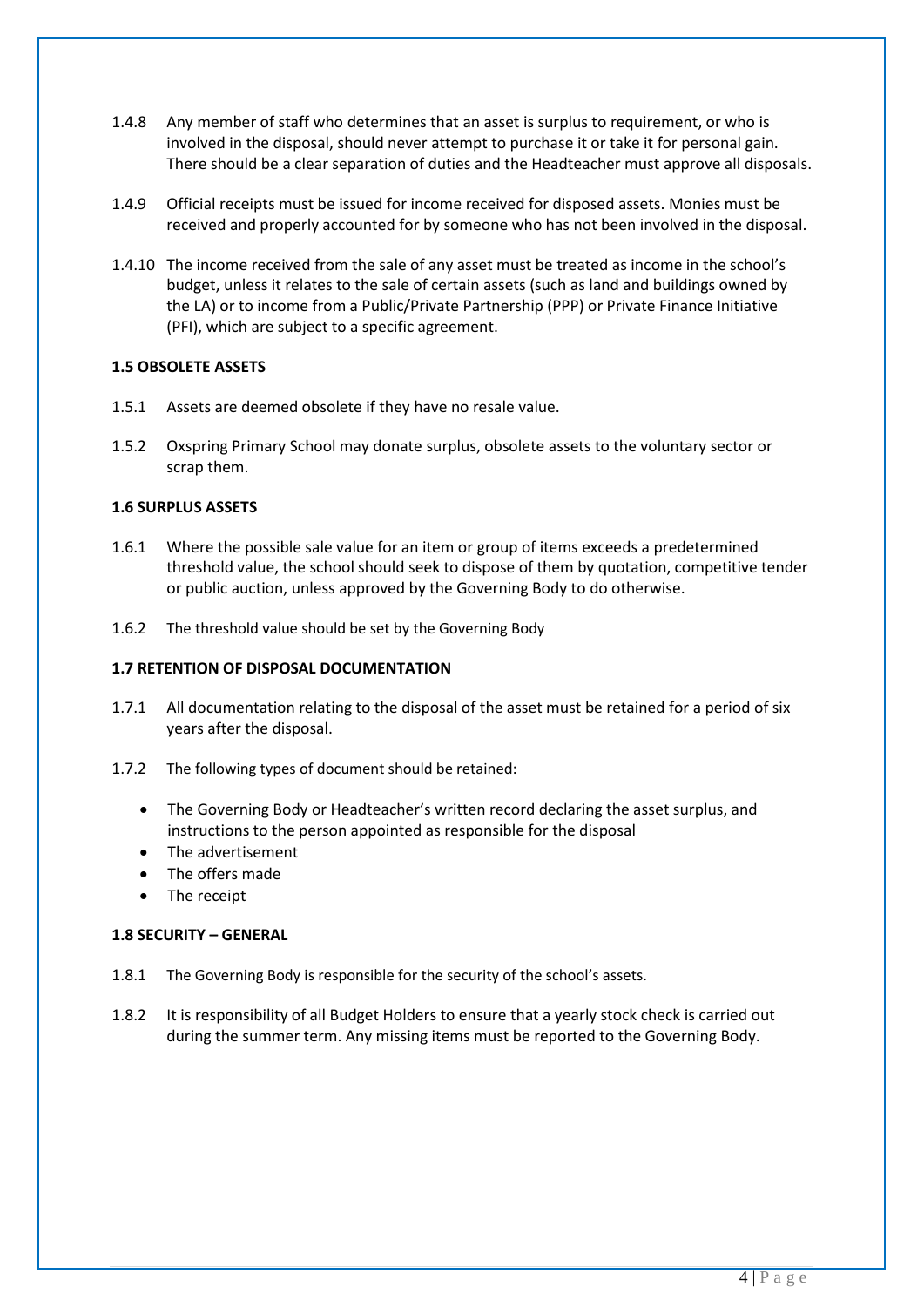1.4.8 Any member of staff who determines that an asset is surplus to requirement, or who is involved in the disposal, should never attempt to purchase it or take it for personal gain. There should be a clear separation of duties and the Headteacher must approve all disposals.

1.4.9 Official receipts must be issued for income received for disposed assets. Monies must be received and properly accounted for by someone who has not been involved in the disposal.

1.4.10 The income received from the sale of any asset must be treated as income in the school's budget, unless it relates to the sale of certain assets (such as land and buildings owned by the LA) or to income from a Public/Private Partnership (PPP) or Private Finance Initiative (PFI), which are subject to a specific agreement.

**1.5 OBSOLETE ASSETS**

1.5.1 Assets are deemed obsolete if they have no resale value.

1.5.2 Oxspring Primary School may donate surplus, obsolete assets to the voluntary sector or scrap them.

**1.6 SURPLUS ASSETS**

1.6.1 Where the possible sale value for an item or group of items exceeds a predetermined threshold value, the school should seek to dispose of them by quotation, competitive tender or public auction, unless approved by the Governing Body to do otherwise.

1.6.2 The threshold value should be set by the Governing Body

**1.7 RETENTION OF DISPOSAL DOCUMENTATION**

1.7.1 All documentation relating to the disposal of the asset must be retained for a period of six years after the disposal.

1.7.2 The following types of document should be retained:

- The Governing Body or Headteacher's written record declaring the asset surplus, and instructions to the person appointed as responsible for the disposal
- The advertisement
- The offers made
- The receipt

**1.8 SECURITY – GENERAL**

1.8.1 The Governing Body is responsible for the security of the school's assets.

1.8.2 It is responsibility of all Budget Holders to ensure that a yearly stock check is carried out during the summer term. Any missing items must be reported to the Governing Body.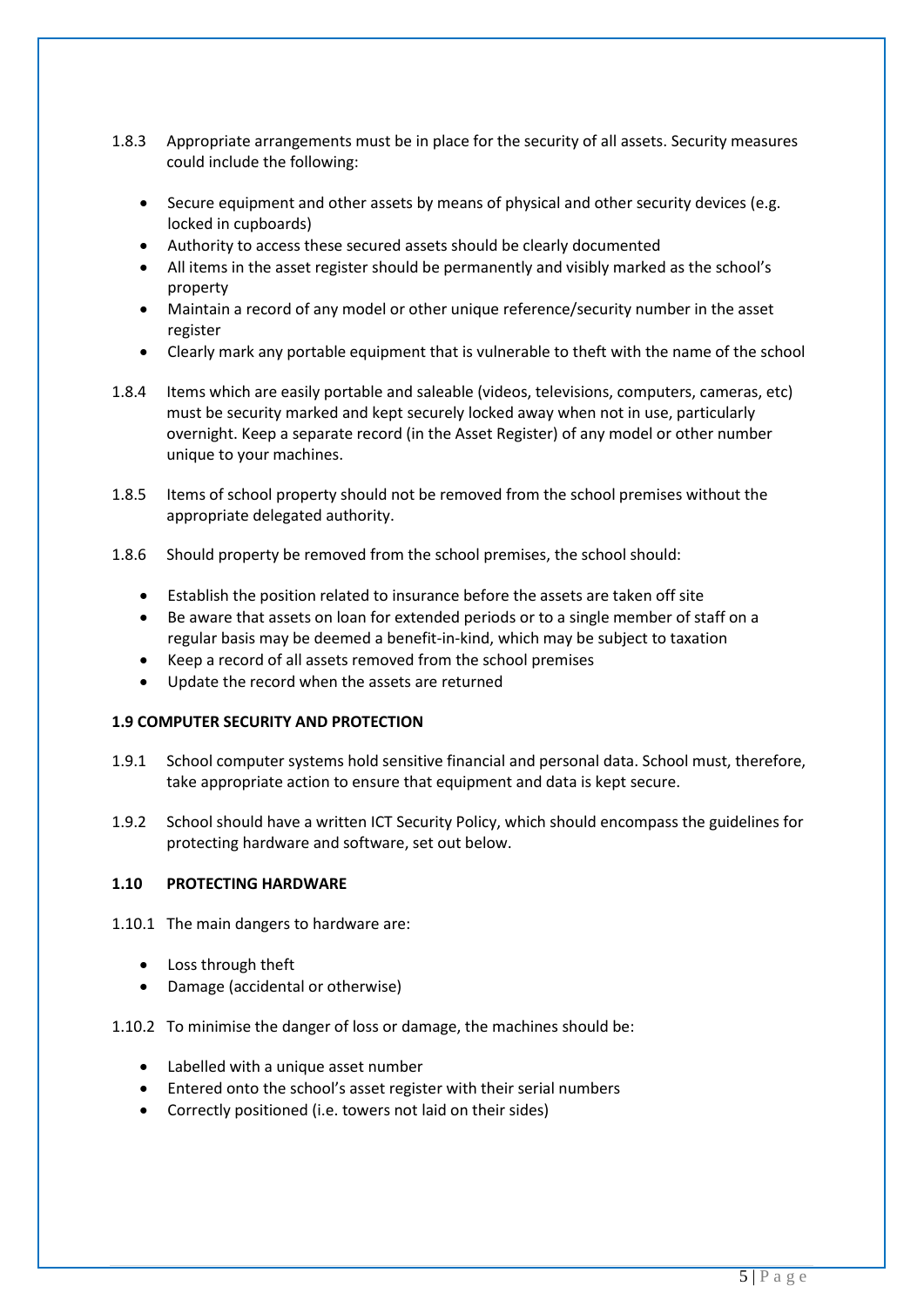1.8.3 Appropriate arrangements must be in place for the security of all assets. Security measures could include the following:

- Secure equipment and other assets by means of physical and other security devices (e.g. locked in cupboards)
- Authority to access these secured assets should be clearly documented
- All items in the asset register should be permanently and visibly marked as the school's property
- Maintain a record of any model or other unique reference/security number in the asset register
- Clearly mark any portable equipment that is vulnerable to theft with the name of the school

1.8.4 Items which are easily portable and saleable (videos, televisions, computers, cameras, etc) must be security marked and kept securely locked away when not in use, particularly overnight. Keep a separate record (in the Asset Register) of any model or other number unique to your machines.

1.8.5 Items of school property should not be removed from the school premises without the appropriate delegated authority.

1.8.6 Should property be removed from the school premises, the school should:

- Establish the position related to insurance before the assets are taken off site
- Be aware that assets on loan for extended periods or to a single member of staff on a regular basis may be deemed a benefit-in-kind, which may be subject to taxation
- Keep a record of all assets removed from the school premises
- Update the record when the assets are returned

**1.9 COMPUTER SECURITY AND PROTECTION**

1.9.1 School computer systems hold sensitive financial and personal data. School must, therefore, take appropriate action to ensure that equipment and data is kept secure.

1.9.2 School should have a written ICT Security Policy, which should encompass the guidelines for protecting hardware and software, set out below.

**1.10 PROTECTING HARDWARE**

1.10.1 The main dangers to hardware are:

- Loss through theft
- Damage (accidental or otherwise)

1.10.2 To minimise the danger of loss or damage, the machines should be:

- Labelled with a unique asset number
- Entered onto the school's asset register with their serial numbers
- Correctly positioned (i.e. towers not laid on their sides)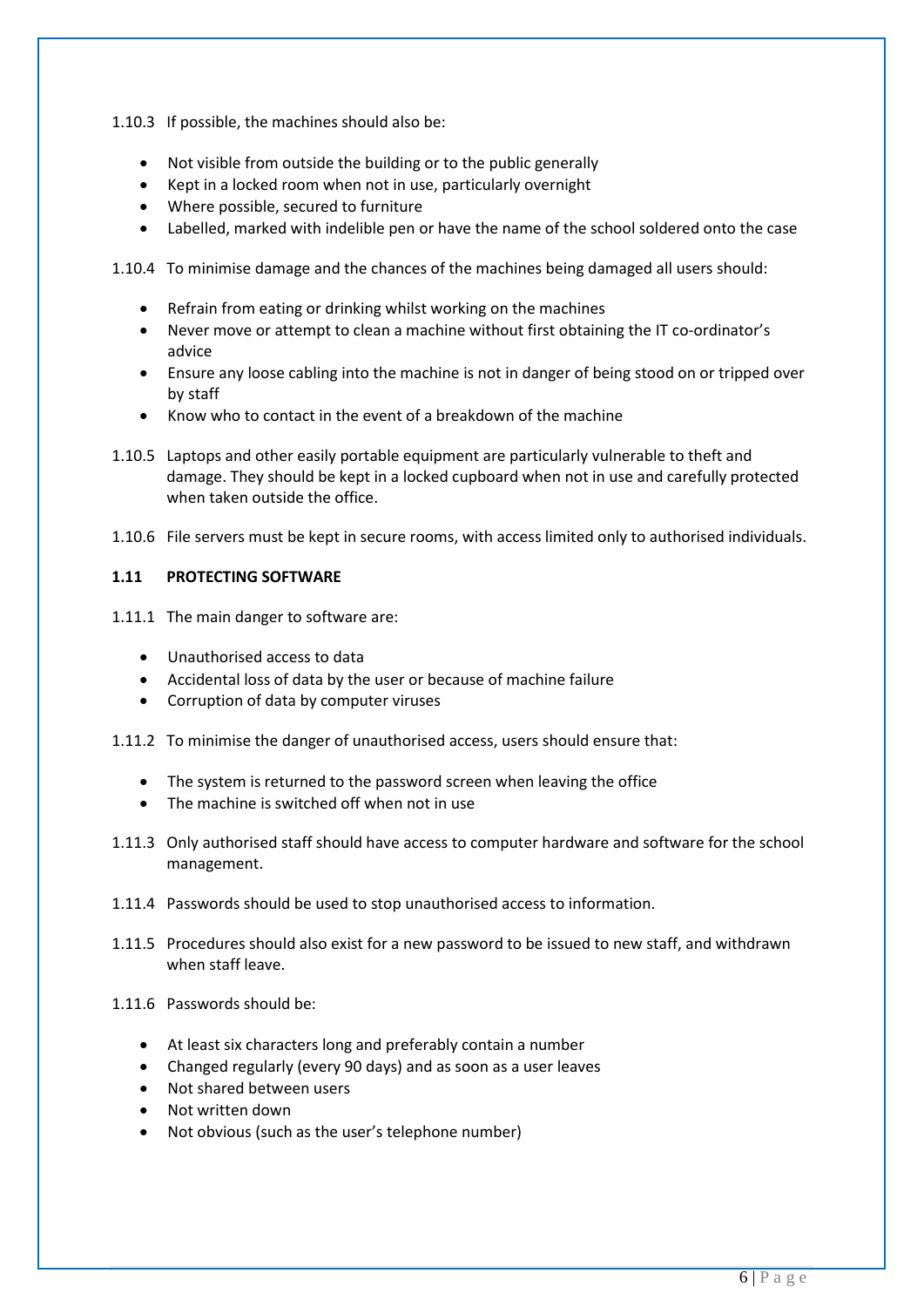1.10.3 If possible, the machines should also be:

- Not visible from outside the building or to the public generally
- Kept in a locked room when not in use, particularly overnight
- Where possible, secured to furniture
- Labelled, marked with indelible pen or have the name of the school soldered onto the case

1.10.4 To minimise damage and the chances of the machines being damaged all users should:

- Refrain from eating or drinking whilst working on the machines
- Never move or attempt to clean a machine without first obtaining the IT co-ordinator's advice
- Ensure any loose cabling into the machine is not in danger of being stood on or tripped over by staff
- Know who to contact in the event of a breakdown of the machine

1.10.5 Laptops and other easily portable equipment are particularly vulnerable to theft and damage. They should be kept in a locked cupboard when not in use and carefully protected when taken outside the office.

1.10.6 File servers must be kept in secure rooms, with access limited only to authorised individuals.

### 1.11 PROTECTING SOFTWARE

1.11.1 The main danger to software are:

- Unauthorised access to data
- Accidental loss of data by the user or because of machine failure
- Corruption of data by computer viruses

1.11.2 To minimise the danger of unauthorised access, users should ensure that:

- The system is returned to the password screen when leaving the office
- The machine is switched off when not in use

1.11.3 Only authorised staff should have access to computer hardware and software for the school management.

1.11.4 Passwords should be used to stop unauthorised access to information.

1.11.5 Procedures should also exist for a new password to be issued to new staff, and withdrawn when staff leave.

1.11.6 Passwords should be:

- At least six characters long and preferably contain a number
- Changed regularly (every 90 days) and as soon as a user leaves
- Not shared between users
- Not written down
- Not obvious (such as the user's telephone number)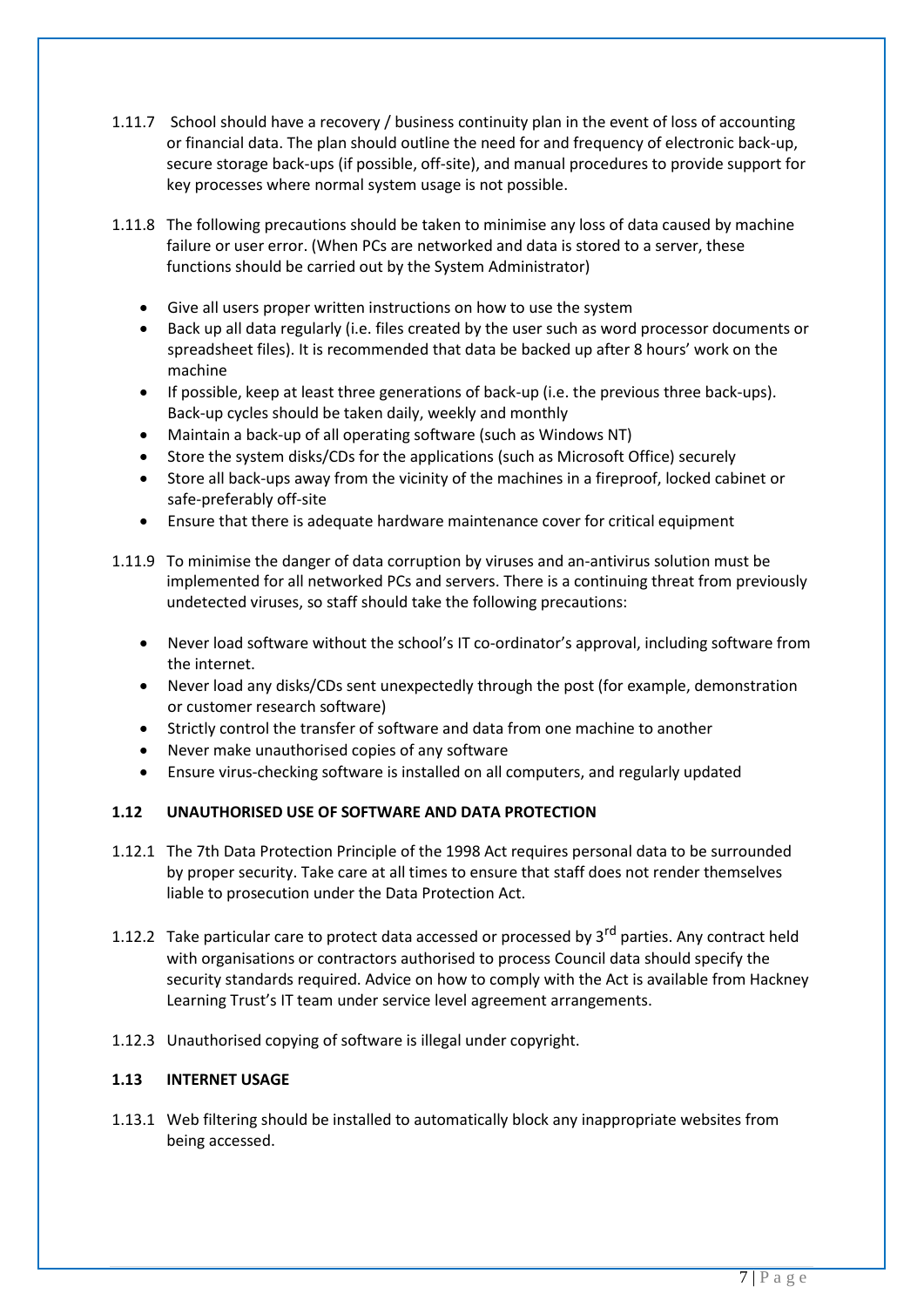1.11.7 School should have a recovery / business continuity plan in the event of loss of accounting or financial data. The plan should outline the need for and frequency of electronic back-up, secure storage back-ups (if possible, off-site), and manual procedures to provide support for key processes where normal system usage is not possible.

1.11.8 The following precautions should be taken to minimise any loss of data caused by machine failure or user error. (When PCs are networked and data is stored to a server, these functions should be carried out by the System Administrator)

- Give all users proper written instructions on how to use the system
- Back up all data regularly (i.e. files created by the user such as word processor documents or spreadsheet files). It is recommended that data be backed up after 8 hours' work on the machine
- If possible, keep at least three generations of back-up (i.e. the previous three back-ups). Back-up cycles should be taken daily, weekly and monthly
- Maintain a back-up of all operating software (such as Windows NT)
- Store the system disks/CDs for the applications (such as Microsoft Office) securely
- Store all back-ups away from the vicinity of the machines in a fireproof, locked cabinet or safe-preferably off-site
- Ensure that there is adequate hardware maintenance cover for critical equipment

1.11.9 To minimise the danger of data corruption by viruses and an-antivirus solution must be implemented for all networked PCs and servers. There is a continuing threat from previously undetected viruses, so staff should take the following precautions:

- Never load software without the school's IT co-ordinator's approval, including software from the internet.
- Never load any disks/CDs sent unexpectedly through the post (for example, demonstration or customer research software)
- Strictly control the transfer of software and data from one machine to another
- Never make unauthorised copies of any software
- Ensure virus-checking software is installed on all computers, and regularly updated

**1.12 UNAUTHORISED USE OF SOFTWARE AND DATA PROTECTION**

1.12.1 The 7th Data Protection Principle of the 1998 Act requires personal data to be surrounded by proper security. Take care at all times to ensure that staff does not render themselves liable to prosecution under the Data Protection Act.

1.12.2 Take particular care to protect data accessed or processed by 3rd parties. Any contract held with organisations or contractors authorised to process Council data should specify the security standards required. Advice on how to comply with the Act is available from Hackney Learning Trust's IT team under service level agreement arrangements.

1.12.3 Unauthorised copying of software is illegal under copyright.

**1.13 INTERNET USAGE**

1.13.1 Web filtering should be installed to automatically block any inappropriate websites from being accessed.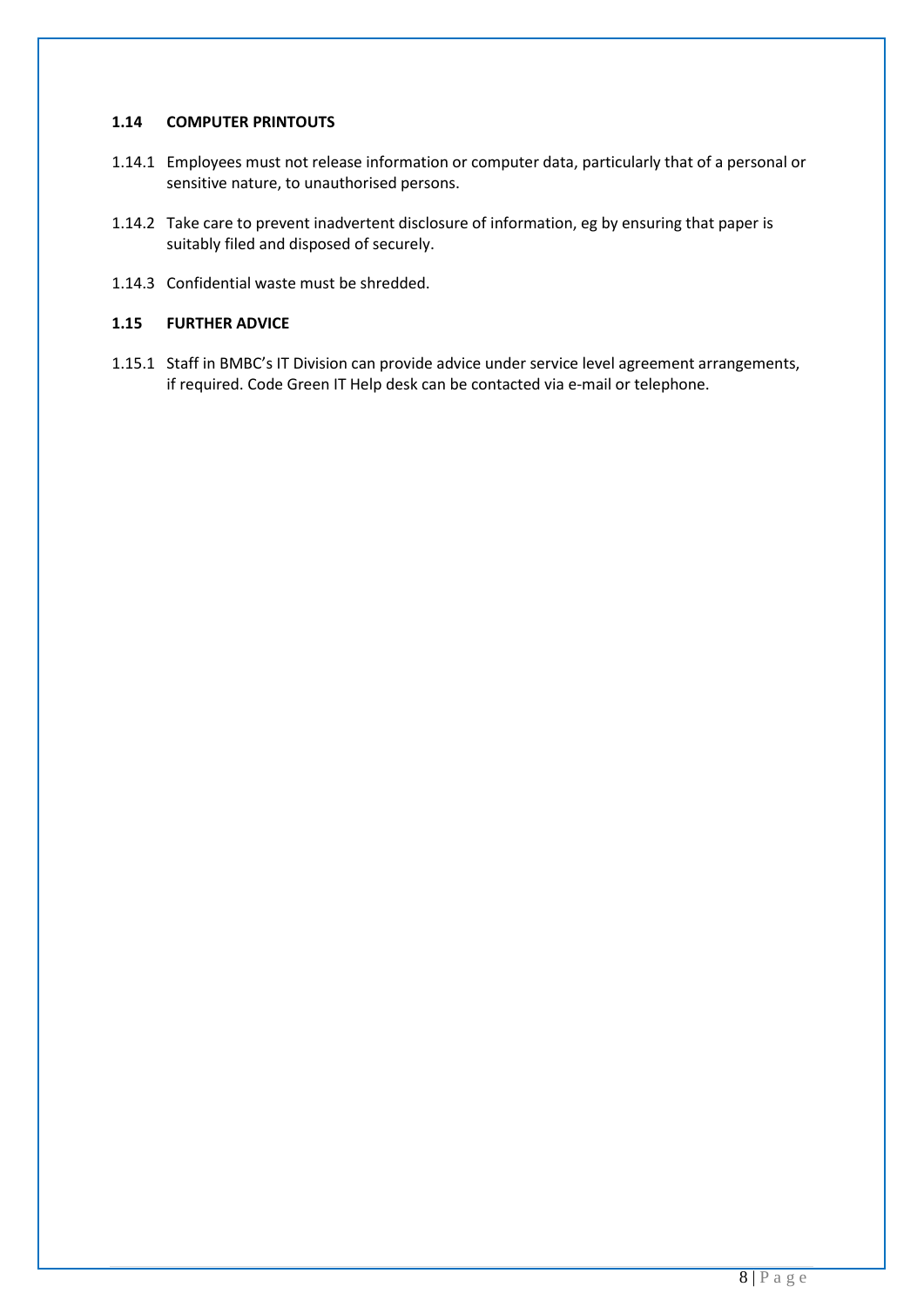### 1.14 COMPUTER PRINTOUTS

1.14.1 Employees must not release information or computer data, particularly that of a personal or sensitive nature, to unauthorised persons.

1.14.2 Take care to prevent inadvertent disclosure of information, eg by ensuring that paper is suitably filed and disposed of securely.

1.14.3 Confidential waste must be shredded.

### 1.15 FURTHER ADVICE

1.15.1 Staff in BMBC's IT Division can provide advice under service level agreement arrangements, if required. Code Green IT Help desk can be contacted via e-mail or telephone.